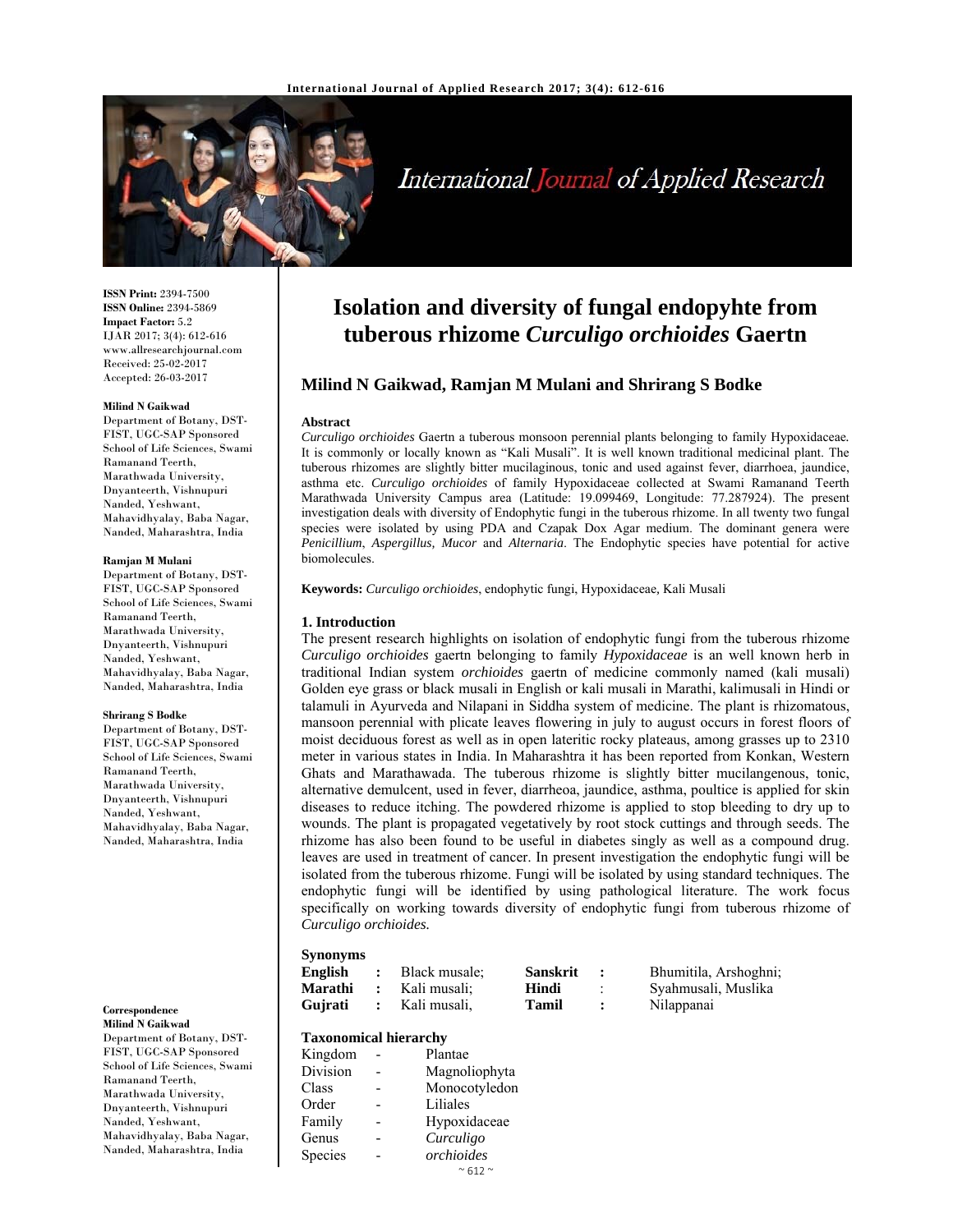# Isolation and diversity of fungal endopyhte from tuberous rhizome *Curculigo orchioides* Gaertn

**Milind N Gaikwad, Ramjan M Mulani and Shrirang S Bodke**

**ISSN Print:** 2394-7500
**ISSN Online:** 2394-5869
**Impact Factor:** 5.2
IJAR 2017; 3(4): 612-616
www.allresearchjournal.com
Received: 25-02-2017
Accepted: 26-03-2017

**Milind N Gaikwad**
Department of Botany, DST-FIST, UGC-SAP Sponsored School of Life Sciences, Swami Ramanand Teerth, Marathwada University, Dnyanteerth, Vishnupuri Nanded, Yeshwant, Mahavidhyalay, Baba Nagar, Nanded, Maharashtra, India

**Ramjan M Mulani**
Department of Botany, DST-FIST, UGC-SAP Sponsored School of Life Sciences, Swami Ramanand Teerth, Marathwada University, Dnyanteerth, Vishnupuri Nanded, Yeshwant, Mahavidhyalay, Baba Nagar, Nanded, Maharashtra, India

**Shrirang S Bodke**
Department of Botany, DST-FIST, UGC-SAP Sponsored School of Life Sciences, Swami Ramanand Teerth, Marathwada University, Dnyanteerth, Vishnupuri Nanded, Yeshwant, Mahavidhyalay, Baba Nagar, Nanded, Maharashtra, India

**Correspondence**
**Milind N Gaikwad**
Department of Botany, DST-FIST, UGC-SAP Sponsored School of Life Sciences, Swami Ramanand Teerth, Marathwada University, Dnyanteerth, Vishnupuri Nanded, Yeshwant, Mahavidhyalay, Baba Nagar, Nanded, Maharashtra, India

**Abstract**

*Curculigo orchioides* Gaertn a tuberous monsoon perennial plants belonging to family Hypoxidaceae. It is commonly or locally known as "Kali Musali". It is well known traditional medicinal plant. The tuberous rhizomes are slightly bitter mucilaginous, tonic and used against fever, diarrhoea, jaundice, asthma etc. *Curculigo orchioides* of family Hypoxidaceae collected at Swami Ramanand Teerth Marathwada University Campus area (Latitude: 19.099469, Longitude: 77.287924). The present investigation deals with diversity of Endophytic fungi in the tuberous rhizome. In all twenty two fungal species were isolated by using PDA and Czapak Dox Agar medium. The dominant genera were *Penicillium*, *Aspergillus, Mucor* and *Alternaria*. The Endophytic species have potential for active biomolecules.

**Keywords:** *Curculigo orchioides*, endophytic fungi, Hypoxidaceae, Kali Musali

## 1. Introduction

The present research highlights on isolation of endophytic fungi from the tuberous rhizome *Curculigo orchioides* gaertn belonging to family *Hypoxidaceae* is an well known herb in traditional Indian system *orchioides* gaertn of medicine commonly named (kali musali) Golden eye grass or black musali in English or kali musali in Marathi, kalimusali in Hindi or talamuli in Ayurveda and Nilapani in Siddha system of medicine. The plant is rhizomatous, mansoon perennial with plicate leaves flowering in july to august occurs in forest floors of moist deciduous forest as well as in open lateritic rocky plateaus, among grasses up to 2310 meter in various states in India. In Maharashtra it has been reported from Konkan, Western Ghats and Marathawada. The tuberous rhizome is slightly bitter mucilangenous, tonic, alternative demulcent, used in fever, diarrheoa, jaundice, asthma, poultice is applied for skin diseases to reduce itching. The powdered rhizome is applied to stop bleeding to dry up to wounds. The plant is propagated vegetatively by root stock cuttings and through seeds. The rhizome has also been found to be useful in diabetes singly as well as a compound drug. leaves are used in treatment of cancer. In present investigation the endophytic fungi will be isolated from the tuberous rhizome. Fungi will be isolated by using standard techniques. The endophytic fungi will be identified by using pathological literature. The work focus specifically on working towards diversity of endophytic fungi from tuberous rhizome of *Curculigo orchioides.*

**Synonyms**

| | | | | | |
|---|---|---|---|---|---|
| **English** | **:** | Black musale; | **Sanskrit** | **:** | Bhumitila, Arshoghni; |
| **Marathi** | **:** | Kali musali; | **Hindi** | : | Syahmusali, Muslika |
| **Gujrati** | **:** | Kali musali, | **Tamil** | **:** | Nilappanai |

**Taxonomical hierarchy**

| | | |
|---|---|---|
| Kingdom | - | Plantae |
| Division | - | Magnoliophyta |
| Class | - | Monocotyledon |
| Order | - | Liliales |
| Family | - | Hypoxidaceae |
| Genus | - | *Curculigo* |
| Species | - | *orchioides* |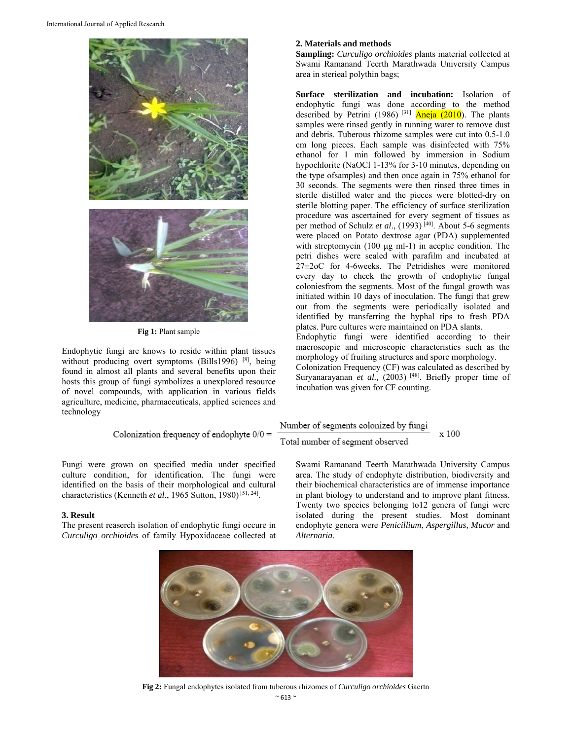Fig 1: Plant sample

Endophytic fungi are knows to reside within plant tissues without producing overt symptoms (Bills1996) [8], being found in almost all plants and several benefits upon their hosts this group of fungi symbolizes a unexplored resource of novel compounds, with application in various fields agriculture, medicine, pharmaceuticals, applied sciences and technology

## 2. Materials and methods

**Sampling:** *Curculigo orchioides* plants material collected at Swami Ramanand Teerth Marathwada University Campus area in steriеal polythin bags;

**Surface sterilization and incubation:** Isolation of endophytic fungi was done according to the method described by Petrini (1986) [31] Aneja (2010). The plants samples were rinsed gently in running water to remove dust and debris. Tuberous rhizome samples were cut into 0.5-1.0 cm long pieces. Each sample was disinfected with 75% ethanol for 1 min followed by immersion in Sodium hypochlorite (NaOCl 1-13% for 3-10 minutes, depending on the type ofsamples) and then once again in 75% ethanol for 30 seconds. The segments were then rinsed three times in sterile distilled water and the pieces were blotted-dry on sterile blotting paper. The efficiency of surface sterilization procedure was ascertained for every segment of tissues as per method of Schulz *et al*., (1993) [40]. About 5-6 segments were placed on Potato dextrose agar (PDA) supplemented with streptomycin (100 μg ml-1) in aceptic condition. The petri dishes were sealed with parafilm and incubated at 27±2oC for 4-6weeks. The Petridishes were monitored every day to check the growth of endophytic fungal coloniesfrom the segments. Most of the fungal growth was initiated within 10 days of inoculation. The fungi that grew out from the segments were periodically isolated and identified by transferring the hyphal tips to fresh PDA plates. Pure cultures were maintained on PDA slants.
Endophytic fungi were identified according to their macroscopic and microscopic characteristics such as the morphology of fruiting structures and spore morphology.
Colonization Frequency (CF) was calculated as described by Suryanarayanan *et al.,* (2003) [48]. Briefly proper time of incubation was given for CF counting.

$$\text{Colonization frequency of endophyte } 0/0 = \frac{\text{Number of segments colonized by fungi}}{\text{Total number of segment observed}} \times 100$$

Fungi were grown on specified media under specified culture condition, for identification. The fungi were identified on the basis of their morphological and cultural characteristics (Kenneth *et al*., 1965 Sutton, 1980) [51, 24].

## 3. Result

The present reaserch isolation of endophytic fungi occure in *Curculigo orchioides* of family Hypoxidaceae collected at Swami Ramanand Teerth Marathwada University Campus area. The study of endophyte distribution, biodiversity and their biochemical characteristics are of immense importance in plant biology to understand and to improve plant fitness. Twenty two species belonging to12 genera of fungi were isolated during the present studies. Most dominant endophyte genera were *Penicillium*, *Aspergillus, Mucor* and *Alternaria*.

Fig 2: Fungal endophytes isolated from tuberous rhizomes of *Curculigo orchioides* Gaertn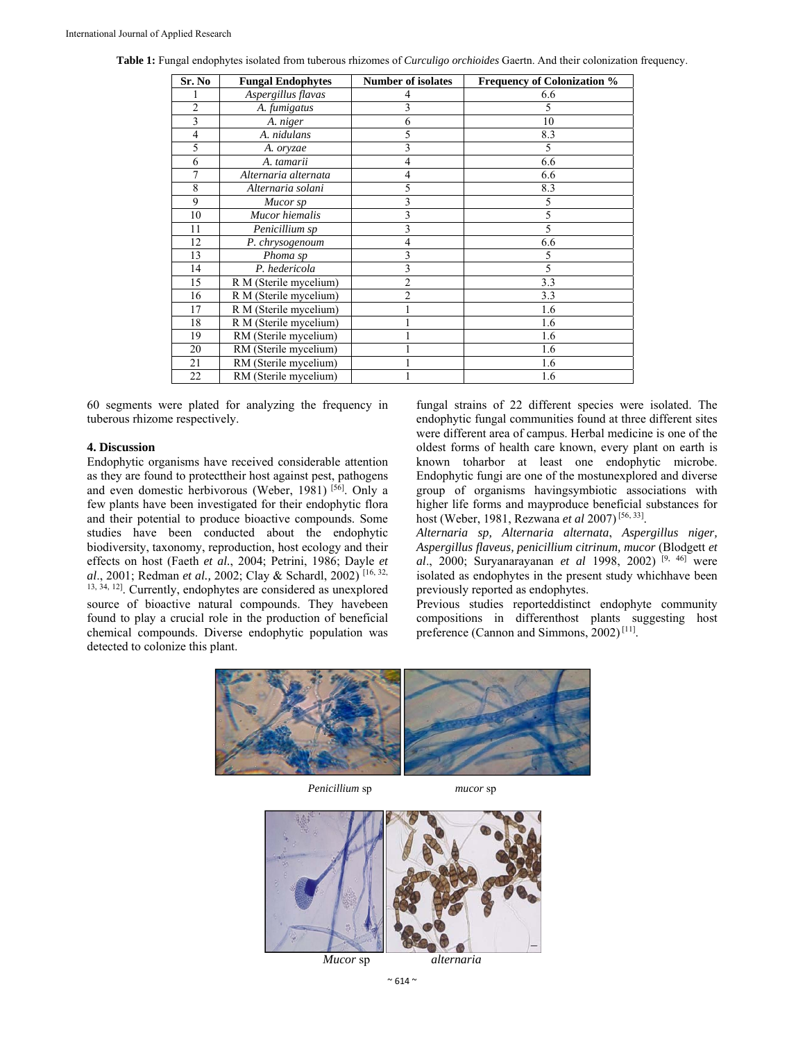**Table 1:** Fungal endophytes isolated from tuberous rhizomes of *Curculigo orchioides* Gaertn. And their colonization frequency.

| Sr. No | Fungal Endophytes | Number of isolates | Frequency of Colonization % |
|---|---|---|---|
| 1 | *Aspergillus flavas* | 4 | 6.6 |
| 2 | *A. fumigatus* | 3 | 5 |
| 3 | *A. niger* | 6 | 10 |
| 4 | *A. nidulans* | 5 | 8.3 |
| 5 | *A. oryzae* | 3 | 5 |
| 6 | *A. tamarii* | 4 | 6.6 |
| 7 | *Alternaria alternata* | 4 | 6.6 |
| 8 | *Alternaria solani* | 5 | 8.3 |
| 9 | *Mucor sp* | 3 | 5 |
| 10 | *Mucor hiemalis* | 3 | 5 |
| 11 | *Penicillium sp* | 3 | 5 |
| 12 | *P. chrysogenoum* | 4 | 6.6 |
| 13 | *Phoma sp* | 3 | 5 |
| 14 | *P. hedericola* | 3 | 5 |
| 15 | R M (Sterile mycelium) | 2 | 3.3 |
| 16 | R M (Sterile mycelium) | 2 | 3.3 |
| 17 | R M (Sterile mycelium) | 1 | 1.6 |
| 18 | R M (Sterile mycelium) | 1 | 1.6 |
| 19 | RM (Sterile mycelium) | 1 | 1.6 |
| 20 | RM (Sterile mycelium) | 1 | 1.6 |
| 21 | RM (Sterile mycelium) | 1 | 1.6 |
| 22 | RM (Sterile mycelium) | 1 | 1.6 |

60 segments were plated for analyzing the frequency in tuberous rhizome respectively.

## 4. Discussion

Endophytic organisms have received considerable attention as they are found to protecttheir host against pest, pathogens and even domestic herbivorous (Weber, 1981) [56]. Only a few plants have been investigated for their endophytic flora and their potential to produce bioactive compounds. Some studies have been conducted about the endophytic biodiversity, taxonomy, reproduction, host ecology and their effects on host (Faeth *et al*., 2004; Petrini, 1986; Dayle *et al*., 2001; Redman *et al.,* 2002; Clay & Schardl, 2002) [16, 32, 13, 34, 12]. Currently, endophytes are considered as unexplored source of bioactive natural compounds. They havebeen found to play a crucial role in the production of beneficial chemical compounds. Diverse endophytic population was detected to colonize this plant.

fungal strains of 22 different species were isolated. The endophytic fungal communities found at three different sites were different area of campus. Herbal medicine is one of the oldest forms of health care known, every plant on earth is known toharbor at least one endophytic microbe. Endophytic fungi are one of the mostunexplored and diverse group of organisms havingsymbiotic associations with higher life forms and mayproduce beneficial substances for host (Weber, 1981, Rezwana *et al* 2007) [56, 33].

*Alternaria sp, Alternaria alternata*, *Aspergillus niger, Aspergillus flaveus, penicillium citrinum, mucor* (Blodgett *et al*., 2000; Suryanarayanan *et al* 1998, 2002) [9, 46] were isolated as endophytes in the present study whichhave been previously reported as endophytes.

Previous studies reporteddistinct endophyte community compositions in differenthost plants suggesting host preference (Cannon and Simmons, 2002) [11].

*Penicillium* sp *mucor* sp

*Mucor* sp *alternaria*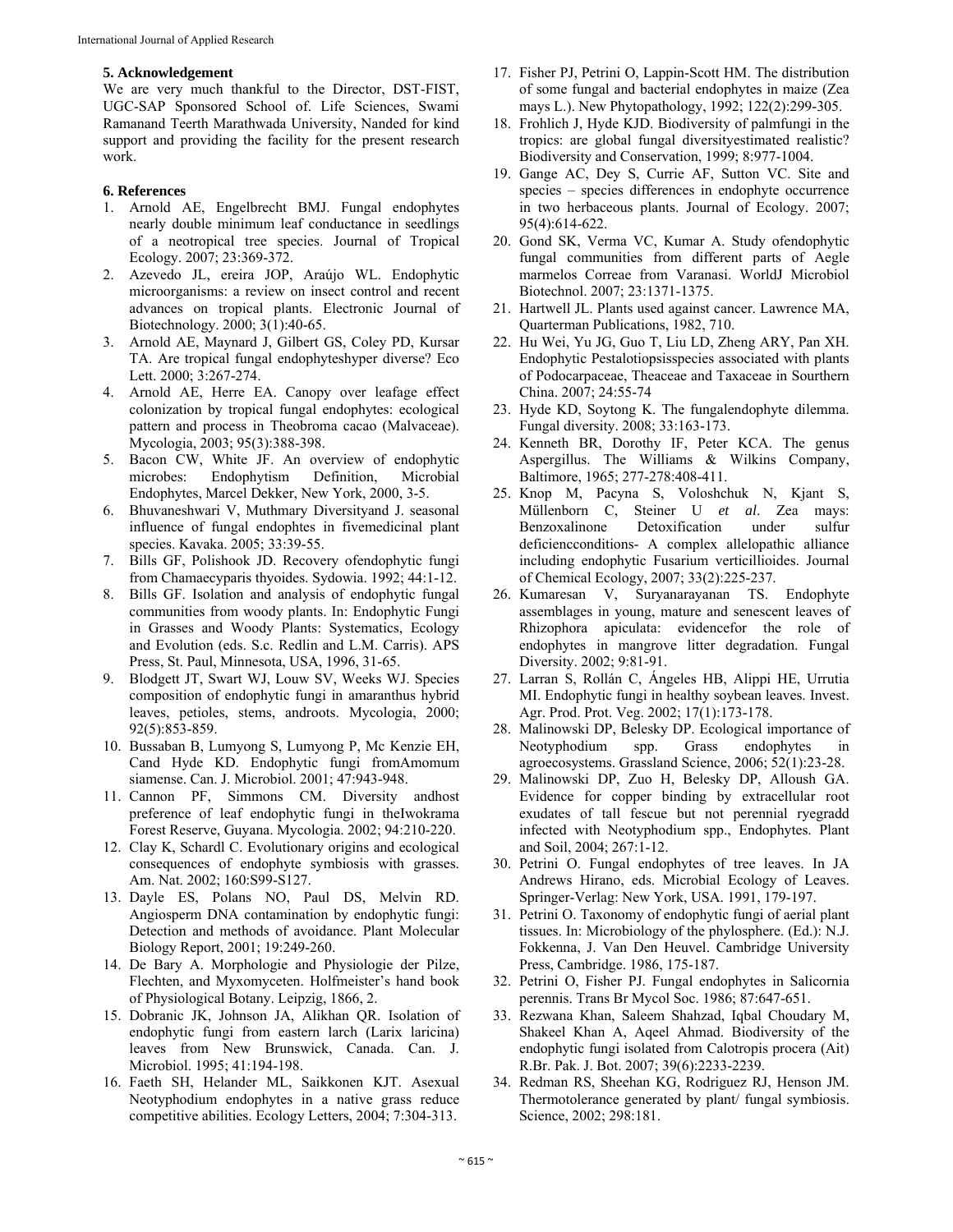## 5. Acknowledgement

We are very much thankful to the Director, DST-FIST, UGC-SAP Sponsored School of. Life Sciences, Swami Ramanand Teerth Marathwada University, Nanded for kind support and providing the facility for the present research work.

## 6. References

1. Arnold AE, Engelbrecht BMJ. Fungal endophytes nearly double minimum leaf conductance in seedlings of a neotropical tree species. Journal of Tropical Ecology. 2007; 23:369-372.
2. Azevedo JL, ereira JOP, Araújo WL. Endophytic microorganisms: a review on insect control and recent advances on tropical plants. Electronic Journal of Biotechnology. 2000; 3(1):40-65.
3. Arnold AE, Maynard J, Gilbert GS, Coley PD, Kursar TA. Are tropical fungal endophyteshyper diverse? Eco Lett. 2000; 3:267-274.
4. Arnold AE, Herre EA. Canopy over leafage effect colonization by tropical fungal endophytes: ecological pattern and process in Theobroma cacao (Malvaceae). Mycologia, 2003; 95(3):388-398.
5. Bacon CW, White JF. An overview of endophytic microbes: Endophytism Definition, Microbial Endophytes, Marcel Dekker, New York, 2000, 3-5.
6. Bhuvaneshwari V, Muthmary Diversityand J. seasonal influence of fungal endophtes in fivemedicinal plant species. Kavaka. 2005; 33:39-55.
7. Bills GF, Polishook JD. Recovery ofendophytic fungi from Chamaecyparis thyoides. Sydowia. 1992; 44:1-12.
8. Bills GF. Isolation and analysis of endophytic fungal communities from woody plants. In: Endophytic Fungi in Grasses and Woody Plants: Systematics, Ecology and Evolution (eds. S.c. Redlin and L.M. Carris). APS Press, St. Paul, Minnesota, USA, 1996, 31-65.
9. Blodgett JT, Swart WJ, Louw SV, Weeks WJ. Species composition of endophytic fungi in amaranthus hybrid leaves, petioles, stems, androots. Mycologia, 2000; 92(5):853-859.
10. Bussaban B, Lumyong S, Lumyong P, Mc Kenzie EH, Cand Hyde KD. Endophytic fungi fromAmomum siamense. Can. J. Microbiol. 2001; 47:943-948.
11. Cannon PF, Simmons CM. Diversity andhost preference of leaf endophytic fungi in theIwokrama Forest Reserve, Guyana. Mycologia. 2002; 94:210-220.
12. Clay K, Schardl C. Evolutionary origins and ecological consequences of endophyte symbiosis with grasses. Am. Nat. 2002; 160:S99-S127.
13. Dayle ES, Polans NO, Paul DS, Melvin RD. Angiosperm DNA contamination by endophytic fungi: Detection and methods of avoidance. Plant Molecular Biology Report, 2001; 19:249-260.
14. De Bary A. Morphologie and Physiologie der Pilze, Flechten, and Myxomyceten. Holfmeister's hand book of Physiological Botany. Leipzig, 1866, 2.
15. Dobranic JK, Johnson JA, Alikhan QR. Isolation of endophytic fungi from eastern larch (Larix laricina) leaves from New Brunswick, Canada. Can. J. Microbiol. 1995; 41:194-198.
16. Faeth SH, Helander ML, Saikkonen KJT. Asexual Neotyphodium endophytes in a native grass reduce competitive abilities. Ecology Letters, 2004; 7:304-313.
17. Fisher PJ, Petrini O, Lappin-Scott HM. The distribution of some fungal and bacterial endophytes in maize (Zea mays L.). New Phytopathology, 1992; 122(2):299-305.
18. Frohlich J, Hyde KJD. Biodiversity of palmfungi in the tropics: are global fungal diversityestimated realistic? Biodiversity and Conservation, 1999; 8:977-1004.
19. Gange AC, Dey S, Currie AF, Sutton VC. Site and species – species differences in endophyte occurrence in two herbaceous plants. Journal of Ecology. 2007; 95(4):614-622.
20. Gond SK, Verma VC, Kumar A. Study ofendophytic fungal communities from different parts of Aegle marmelos Correae from Varanasi. WorldJ Microbiol Biotechnol. 2007; 23:1371-1375.
21. Hartwell JL. Plants used against cancer. Lawrence MA, Quarterman Publications, 1982, 710.
22. Hu Wei, Yu JG, Guo T, Liu LD, Zheng ARY, Pan XH. Endophytic Pestalotiopsisspecies associated with plants of Podocarpaceae, Theaceae and Taxaceae in Sourthern China. 2007; 24:55-74
23. Hyde KD, Soytong K. The fungalendophyte dilemma. Fungal diversity. 2008; 33:163-173.
24. Kenneth BR, Dorothy IF, Peter KCA. The genus Aspergillus. The Williams & Wilkins Company, Baltimore, 1965; 277-278:408-411.
25. Knop M, Pacyna S, Voloshchuk N, Kjant S, Müllenborn C, Steiner U *et al*. Zea mays: Benzoxalinone Detoxification under sulfur deficiencconditions- A complex allelopathic alliance including endophytic Fusarium verticillioides. Journal of Chemical Ecology, 2007; 33(2):225-237.
26. Kumaresan V, Suryanarayanan TS. Endophyte assemblages in young, mature and senescent leaves of Rhizophora apiculata: evidencefor the role of endophytes in mangrove litter degradation. Fungal Diversity. 2002; 9:81-91.
27. Larran S, Rollán C, Ángeles HB, Alippi HE, Urrutia MI. Endophytic fungi in healthy soybean leaves. Invest. Agr. Prod. Prot. Veg. 2002; 17(1):173-178.
28. Malinowski DP, Belesky DP. Ecological importance of Neotyphodium spp. Grass endophytes in agroecosystems. Grassland Science, 2006; 52(1):23-28.
29. Malinowski DP, Zuo H, Belesky DP, Alloush GA. Evidence for copper binding by extracellular root exudates of tall fescue but not perennial ryegradd infected with Neotyphodium spp., Endophytes. Plant and Soil, 2004; 267:1-12.
30. Petrini O. Fungal endophytes of tree leaves. In JA Andrews Hirano, eds. Microbial Ecology of Leaves. Springer-Verlag: New York, USA. 1991, 179-197.
31. Petrini O. Taxonomy of endophytic fungi of aerial plant tissues. In: Microbiology of the phylosphere. (Ed.): N.J. Fokkenna, J. Van Den Heuvel. Cambridge University Press, Cambridge. 1986, 175-187.
32. Petrini O, Fisher PJ. Fungal endophytes in Salicornia perennis. Trans Br Mycol Soc. 1986; 87:647-651.
33. Rezwana Khan, Saleem Shahzad, Iqbal Choudary M, Shakeel Khan A, Aqeel Ahmad. Biodiversity of the endophytic fungi isolated from Calotropis procera (Ait) R.Br. Pak. J. Bot. 2007; 39(6):2233-2239.
34. Redman RS, Sheehan KG, Rodriguez RJ, Henson JM. Thermotolerance generated by plant/ fungal symbiosis. Science, 2002; 298:181.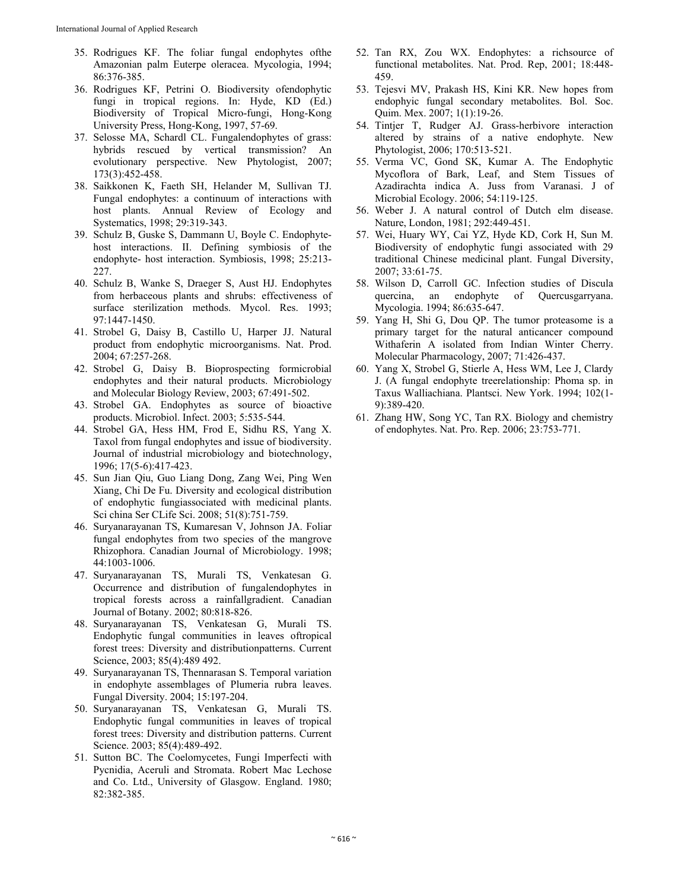35. Rodrigues KF. The foliar fungal endophytes ofthe Amazonian palm Euterpe oleracea. Mycologia, 1994; 86:376-385.
36. Rodrigues KF, Petrini O. Biodiversity ofendophytic fungi in tropical regions. In: Hyde, KD (Ed.) Biodiversity of Tropical Micro-fungi, Hong-Kong University Press, Hong-Kong, 1997, 57-69.
37. Selosse MA, Schardl CL. Fungalendophytes of grass: hybrids rescued by vertical transmission? An evolutionary perspective. New Phytologist, 2007; 173(3):452-458.
38. Saikkonen K, Faeth SH, Helander M, Sullivan TJ. Fungal endophytes: a continuum of interactions with host plants. Annual Review of Ecology and Systematics, 1998; 29:319-343.
39. Schulz B, Guske S, Dammann U, Boyle C. Endophyte-host interactions. II. Defining symbiosis of the endophyte- host interaction. Symbiosis, 1998; 25:213-227.
40. Schulz B, Wanke S, Draeger S, Aust HJ. Endophytes from herbaceous plants and shrubs: effectiveness of surface sterilization methods. Mycol. Res. 1993; 97:1447-1450.
41. Strobel G, Daisy B, Castillo U, Harper JJ. Natural product from endophytic microorganisms. Nat. Prod. 2004; 67:257-268.
42. Strobel G, Daisy B. Bioprospecting formicrobial endophytes and their natural products. Microbiology and Molecular Biology Review, 2003; 67:491-502.
43. Strobel GA. Endophytes as source of bioactive products. Microbiol. Infect. 2003; 5:535-544.
44. Strobel GA, Hess HM, Frod E, Sidhu RS, Yang X. Taxol from fungal endophytes and issue of biodiversity. Journal of industrial microbiology and biotechnology, 1996; 17(5-6):417-423.
45. Sun Jian Qiu, Guo Liang Dong, Zang Wei, Ping Wen Xiang, Chi De Fu. Diversity and ecological distribution of endophytic fungiassociated with medicinal plants. Sci china Ser CLife Sci. 2008; 51(8):751-759.
46. Suryanarayanan TS, Kumaresan V, Johnson JA. Foliar fungal endophytes from two species of the mangrove Rhizophora. Canadian Journal of Microbiology. 1998; 44:1003-1006.
47. Suryanarayanan TS, Murali TS, Venkatesan G. Occurrence and distribution of fungalendophytes in tropical forests across a rainfallgradient. Canadian Journal of Botany. 2002; 80:818-826.
48. Suryanarayanan TS, Venkatesan G, Murali TS. Endophytic fungal communities in leaves oftropical forest trees: Diversity and distributionpatterns. Current Science, 2003; 85(4):489 492.
49. Suryanarayanan TS, Thennarasan S. Temporal variation in endophyte assemblages of Plumeria rubra leaves. Fungal Diversity. 2004; 15:197-204.
50. Suryanarayanan TS, Venkatesan G, Murali TS. Endophytic fungal communities in leaves of tropical forest trees: Diversity and distribution patterns. Current Science. 2003; 85(4):489-492.
51. Sutton BC. The Coelomycetes, Fungi Imperfecti with Pycnidia, Aceruli and Stromata. Robert Mac Lechose and Co. Ltd., University of Glasgow. England. 1980; 82:382-385.
52. Tan RX, Zou WX. Endophytes: a richsource of functional metabolites. Nat. Prod. Rep, 2001; 18:448-459.
53. Tejesvi MV, Prakash HS, Kini KR. New hopes from endophyic fungal secondary metabolites. Bol. Soc. Quim. Mex. 2007; 1(1):19-26.
54. Tintjer T, Rudger AJ. Grass-herbivore interaction altered by strains of a native endophyte. New Phytologist, 2006; 170:513-521.
55. Verma VC, Gond SK, Kumar A. The Endophytic Mycoflora of Bark, Leaf, and Stem Tissues of Azadirachta indica A. Juss from Varanasi. J of Microbial Ecology. 2006; 54:119-125.
56. Weber J. A natural control of Dutch elm disease. Nature, London, 1981; 292:449-451.
57. Wei, Huary WY, Cai YZ, Hyde KD, Cork H, Sun M. Biodiversity of endophytic fungi associated with 29 traditional Chinese medicinal plant. Fungal Diversity, 2007; 33:61-75.
58. Wilson D, Carroll GC. Infection studies of Discula quercina, an endophyte of Quercusgarryana. Mycologia. 1994; 86:635-647.
59. Yang H, Shi G, Dou QP. The tumor proteasome is a primary target for the natural anticancer compound Withaferin A isolated from Indian Winter Cherry. Molecular Pharmacology, 2007; 71:426-437.
60. Yang X, Strobel G, Stierle A, Hess WM, Lee J, Clardy J. (A fungal endophyte treerelationship: Phoma sp. in Taxus Walliachiana. Plantsci. New York. 1994; 102(1-9):389-420.
61. Zhang HW, Song YC, Tan RX. Biology and chemistry of endophytes. Nat. Pro. Rep. 2006; 23:753-771.